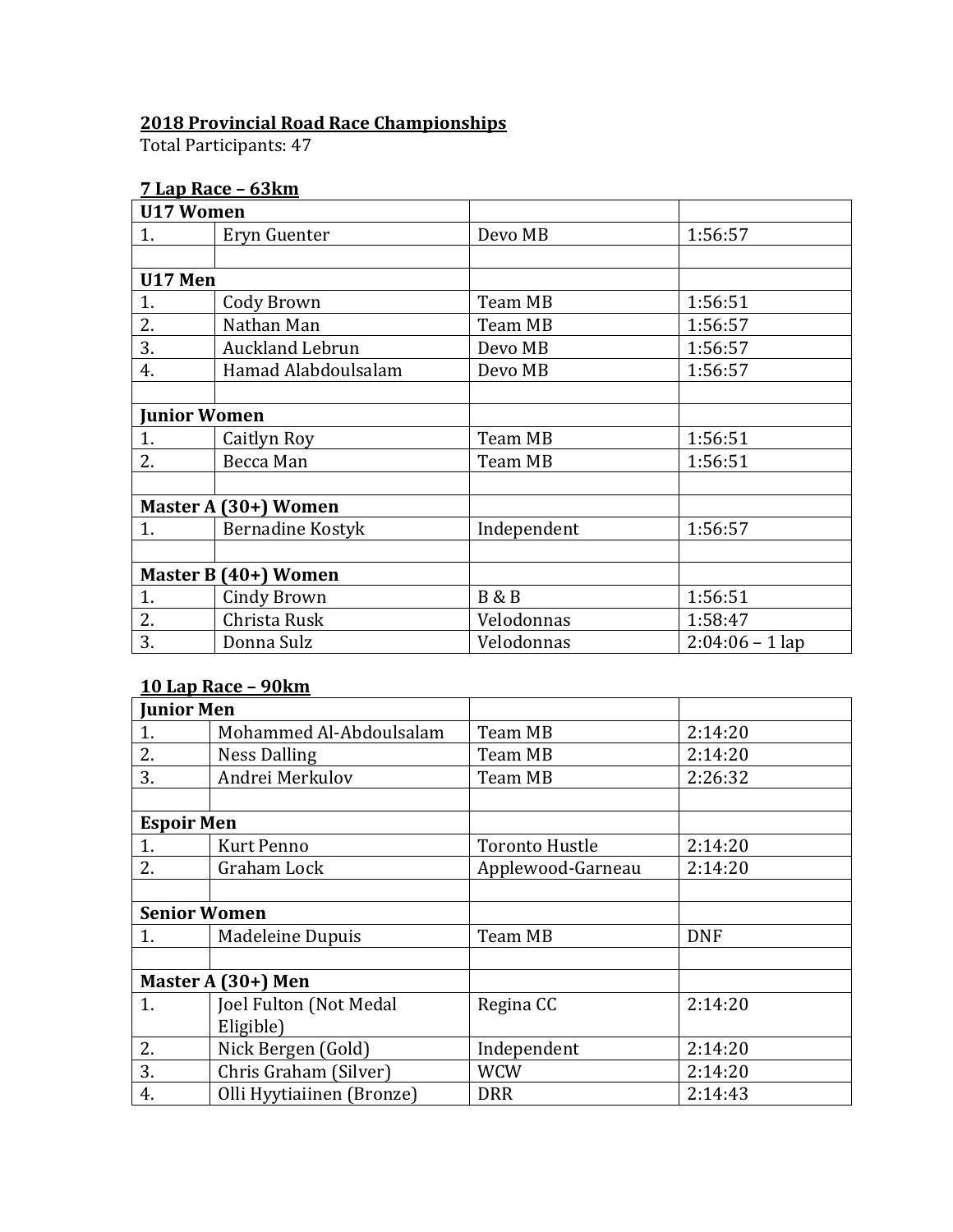**2018 Provincial Road Race Championships**

Total Participants: 47

**7 Lap Race – 63km**

| **U17 Women** | | | |
|---|---|---|---|
| 1. | Eryn Guenter | Devo MB | 1:56:57 |
| | | | |
| **U17 Men** | | | |
| 1. | Cody Brown | Team MB | 1:56:51 |
| 2. | Nathan Man | Team MB | 1:56:57 |
| 3. | Auckland Lebrun | Devo MB | 1:56:57 |
| 4. | Hamad Alabdoulsalam | Devo MB | 1:56:57 |
| | | | |
| **Junior Women** | | | |
| 1. | Caitlyn Roy | Team MB | 1:56:51 |
| 2. | Becca Man | Team MB | 1:56:51 |
| | | | |
| **Master A (30+) Women** | | | |
| 1. | Bernadine Kostyk | Independent | 1:56:57 |
| | | | |
| **Master B (40+) Women** | | | |
| 1. | Cindy Brown | B & B | 1:56:51 |
| 2. | Christa Rusk | Velodonnas | 1:58:47 |
| 3. | Donna Sulz | Velodonnas | 2:04:06 – 1 lap |

**10 Lap Race – 90km**

| **Junior Men** | | | |
|---|---|---|---|
| 1. | Mohammed Al-Abdoulsalam | Team MB | 2:14:20 |
| 2. | Ness Dalling | Team MB | 2:14:20 |
| 3. | Andrei Merkulov | Team MB | 2:26:32 |
| | | | |
| **Espoir Men** | | | |
| 1. | Kurt Penno | Toronto Hustle | 2:14:20 |
| 2. | Graham Lock | Applewood-Garneau | 2:14:20 |
| | | | |
| **Senior Women** | | | |
| 1. | Madeleine Dupuis | Team MB | DNF |
| | | | |
| **Master A (30+) Men** | | | |
| 1. | Joel Fulton (Not Medal Eligible) | Regina CC | 2:14:20 |
| 2. | Nick Bergen (Gold) | Independent | 2:14:20 |
| 3. | Chris Graham (Silver) | WCW | 2:14:20 |
| 4. | Olli Hyytiaiinen (Bronze) | DRR | 2:14:43 |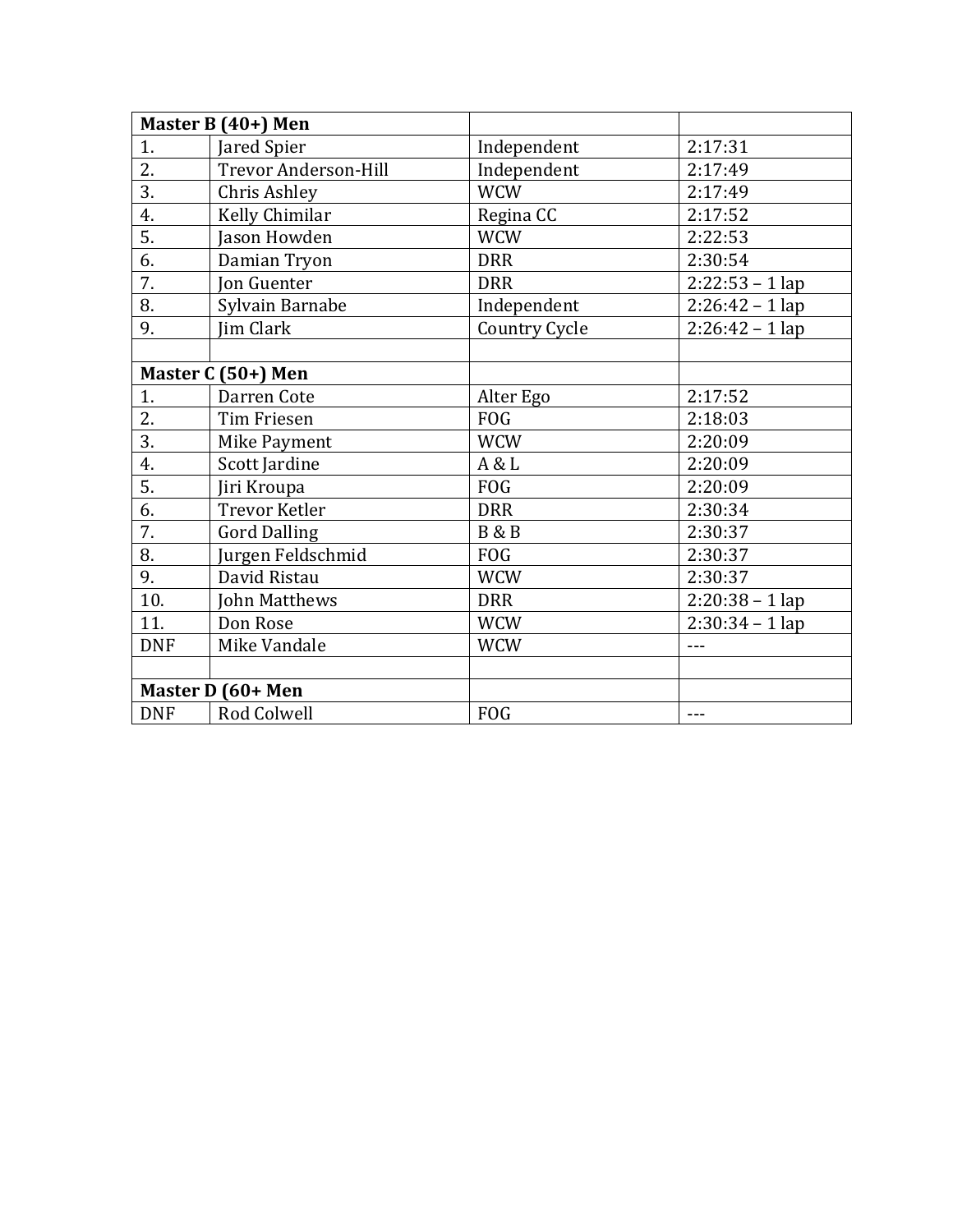| | | | |
|---|---|---|---|
| **Master B (40+) Men** | | | |
| 1. | Jared Spier | Independent | 2:17:31 |
| 2. | Trevor Anderson-Hill | Independent | 2:17:49 |
| 3. | Chris Ashley | WCW | 2:17:49 |
| 4. | Kelly Chimilar | Regina CC | 2:17:52 |
| 5. | Jason Howden | WCW | 2:22:53 |
| 6. | Damian Tryon | DRR | 2:30:54 |
| 7. | Jon Guenter | DRR | 2:22:53 – 1 lap |
| 8. | Sylvain Barnabe | Independent | 2:26:42 – 1 lap |
| 9. | Jim Clark | Country Cycle | 2:26:42 – 1 lap |
| | | | |
| **Master C (50+) Men** | | | |
| 1. | Darren Cote | Alter Ego | 2:17:52 |
| 2. | Tim Friesen | FOG | 2:18:03 |
| 3. | Mike Payment | WCW | 2:20:09 |
| 4. | Scott Jardine | A & L | 2:20:09 |
| 5. | Jiri Kroupa | FOG | 2:20:09 |
| 6. | Trevor Ketler | DRR | 2:30:34 |
| 7. | Gord Dalling | B & B | 2:30:37 |
| 8. | Jurgen Feldschmid | FOG | 2:30:37 |
| 9. | David Ristau | WCW | 2:30:37 |
| 10. | John Matthews | DRR | 2:20:38 – 1 lap |
| 11. | Don Rose | WCW | 2:30:34 – 1 lap |
| DNF | Mike Vandale | WCW | --- |
| | | | |
| **Master D (60+ Men** | | | |
| DNF | Rod Colwell | FOG | --- |